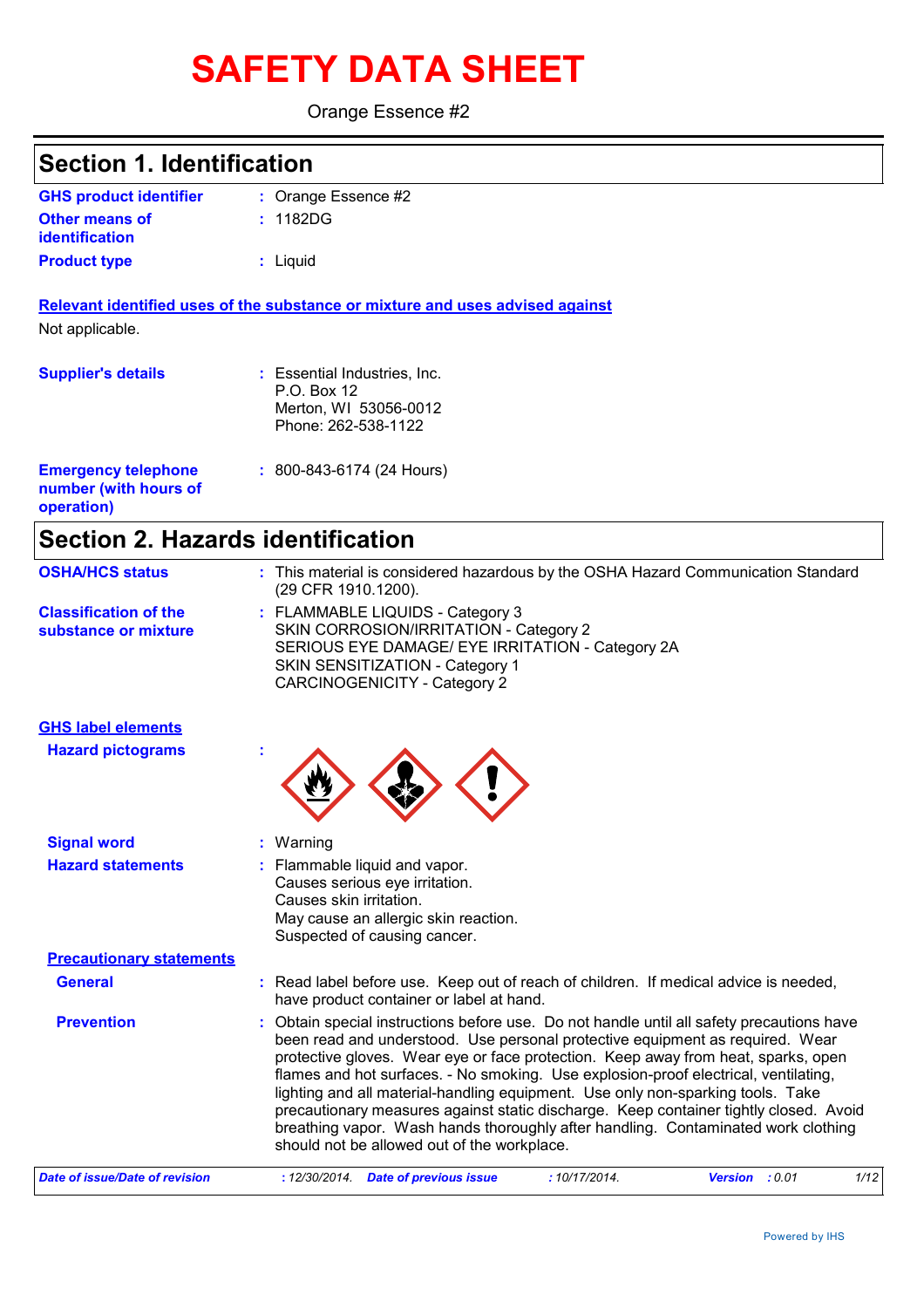# SAFETY DATA SHEET

Orange Essence #2

## Section 1. Identification

| | | |
|---|---|---|
| **GHS product identifier** | : | Orange Essence #2 |
| **Other means of identification** | : | 1182DG |
| **Product type** | : | Liquid |

**Relevant identified uses of the substance or mixture and uses advised against**

Not applicable.

| | | |
|---|---|---|
| **Supplier's details** | : | Essential Industries, Inc.<br>P.O. Box 12<br>Merton, WI 53056-0012<br>Phone: 262-538-1122 |
| **Emergency telephone number (with hours of operation)** | : | 800-843-6174 (24 Hours) |

## Section 2. Hazards identification

| | | |
|---|---|---|
| **OSHA/HCS status** | : | This material is considered hazardous by the OSHA Hazard Communication Standard (29 CFR 1910.1200). |
| **Classification of the substance or mixture** | : | FLAMMABLE LIQUIDS - Category 3<br>SKIN CORROSION/IRRITATION - Category 2<br>SERIOUS EYE DAMAGE/ EYE IRRITATION - Category 2A<br>SKIN SENSITIZATION - Category 1<br>CARCINOGENICITY - Category 2 |

**GHS label elements**

| | | |
|---|---|---|
| **Hazard pictograms** | : | |
| **Signal word** | : | Warning |
| **Hazard statements** | : | Flammable liquid and vapor.<br>Causes serious eye irritation.<br>Causes skin irritation.<br>May cause an allergic skin reaction.<br>Suspected of causing cancer. |

**Precautionary statements**

| | | |
|---|---|---|
| **General** | : | Read label before use. Keep out of reach of children. If medical advice is needed, have product container or label at hand. |
| **Prevention** | : | Obtain special instructions before use. Do not handle until all safety precautions have been read and understood. Use personal protective equipment as required. Wear protective gloves. Wear eye or face protection. Keep away from heat, sparks, open flames and hot surfaces. - No smoking. Use explosion-proof electrical, ventilating, lighting and all material-handling equipment. Use only non-sparking tools. Take precautionary measures against static discharge. Keep container tightly closed. Avoid breathing vapor. Wash hands thoroughly after handling. Contaminated work clothing should not be allowed out of the workplace. |

*Date of issue/Date of revision : 12/30/2014. Date of previous issue : 10/17/2014. Version : 0.01*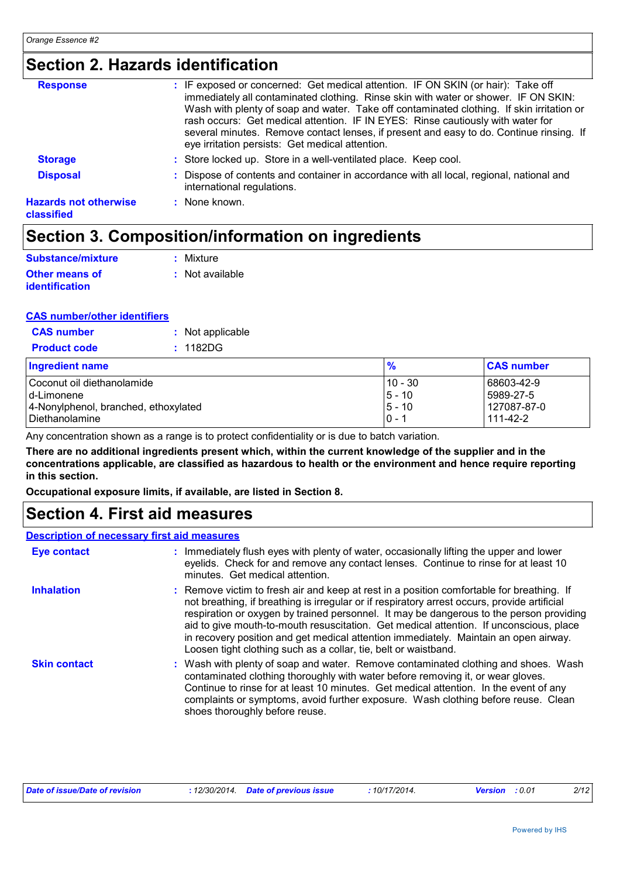## Section 2. Hazards identification

**Response** : IF exposed or concerned: Get medical attention. IF ON SKIN (or hair): Take off immediately all contaminated clothing. Rinse skin with water or shower. IF ON SKIN: Wash with plenty of soap and water. Take off contaminated clothing. If skin irritation or rash occurs: Get medical attention. IF IN EYES: Rinse cautiously with water for several minutes. Remove contact lenses, if present and easy to do. Continue rinsing. If eye irritation persists: Get medical attention.

**Storage** : Store locked up. Store in a well-ventilated place. Keep cool.

**Disposal** : Dispose of contents and container in accordance with all local, regional, national and international regulations.

**Hazards not otherwise classified** : None known.

## Section 3. Composition/information on ingredients

**Substance/mixture** : Mixture

**Other means of identification** : Not available

**CAS number/other identifiers**

**CAS number** : Not applicable

**Product code** : 1182DG

| Ingredient name | % | CAS number |
|---|---|---|
| Coconut oil diethanolamide | 10 - 30 | 68603-42-9 |
| d-Limonene | 5 - 10 | 5989-27-5 |
| 4-Nonylphenol, branched, ethoxylated | 5 - 10 | 127087-87-0 |
| Diethanolamine | 0 - 1 | 111-42-2 |

Any concentration shown as a range is to protect confidentiality or is due to batch variation.

**There are no additional ingredients present which, within the current knowledge of the supplier and in the concentrations applicable, are classified as hazardous to health or the environment and hence require reporting in this section.**

**Occupational exposure limits, if available, are listed in Section 8.**

## Section 4. First aid measures

**Description of necessary first aid measures**

**Eye contact** : Immediately flush eyes with plenty of water, occasionally lifting the upper and lower eyelids. Check for and remove any contact lenses. Continue to rinse for at least 10 minutes. Get medical attention.

**Inhalation** : Remove victim to fresh air and keep at rest in a position comfortable for breathing. If not breathing, if breathing is irregular or if respiratory arrest occurs, provide artificial respiration or oxygen by trained personnel. It may be dangerous to the person providing aid to give mouth-to-mouth resuscitation. Get medical attention. If unconscious, place in recovery position and get medical attention immediately. Maintain an open airway. Loosen tight clothing such as a collar, tie, belt or waistband.

**Skin contact** : Wash with plenty of soap and water. Remove contaminated clothing and shoes. Wash contaminated clothing thoroughly with water before removing it, or wear gloves. Continue to rinse for at least 10 minutes. Get medical attention. In the event of any complaints or symptoms, avoid further exposure. Wash clothing before reuse. Clean shoes thoroughly before reuse.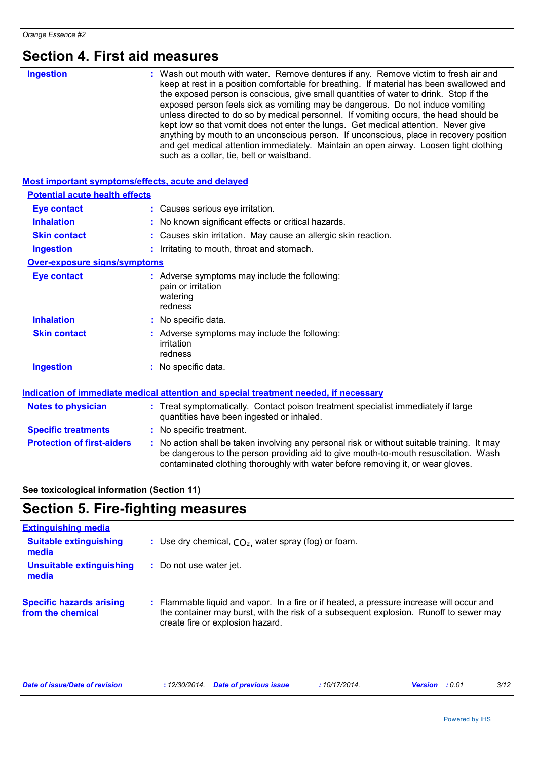## Section 4. First aid measures

**Ingestion** : Wash out mouth with water. Remove dentures if any. Remove victim to fresh air and keep at rest in a position comfortable for breathing. If material has been swallowed and the exposed person is conscious, give small quantities of water to drink. Stop if the exposed person feels sick as vomiting may be dangerous. Do not induce vomiting unless directed to do so by medical personnel. If vomiting occurs, the head should be kept low so that vomit does not enter the lungs. Get medical attention. Never give anything by mouth to an unconscious person. If unconscious, place in recovery position and get medical attention immediately. Maintain an open airway. Loosen tight clothing such as a collar, tie, belt or waistband.

### Most important symptoms/effects, acute and delayed

**Potential acute health effects**

**Eye contact** : Causes serious eye irritation.

**Inhalation** : No known significant effects or critical hazards.

**Skin contact** : Causes skin irritation. May cause an allergic skin reaction.

**Ingestion** : Irritating to mouth, throat and stomach.

**Over-exposure signs/symptoms**

**Eye contact** : Adverse symptoms may include the following:
pain or irritation
watering
redness

**Inhalation** : No specific data.

**Skin contact** : Adverse symptoms may include the following:
irritation
redness

**Ingestion** : No specific data.

### Indication of immediate medical attention and special treatment needed, if necessary

**Notes to physician** : Treat symptomatically. Contact poison treatment specialist immediately if large quantities have been ingested or inhaled.

**Specific treatments** : No specific treatment.

**Protection of first-aiders** : No action shall be taken involving any personal risk or without suitable training. It may be dangerous to the person providing aid to give mouth-to-mouth resuscitation. Wash contaminated clothing thoroughly with water before removing it, or wear gloves.

**See toxicological information (Section 11)**

## Section 5. Fire-fighting measures

### Extinguishing media

**Suitable extinguishing media** : Use dry chemical, $CO_2$, water spray (fog) or foam.

**Unsuitable extinguishing media** : Do not use water jet.

**Specific hazards arising from the chemical** : Flammable liquid and vapor. In a fire or if heated, a pressure increase will occur and the container may burst, with the risk of a subsequent explosion. Runoff to sewer may create fire or explosion hazard.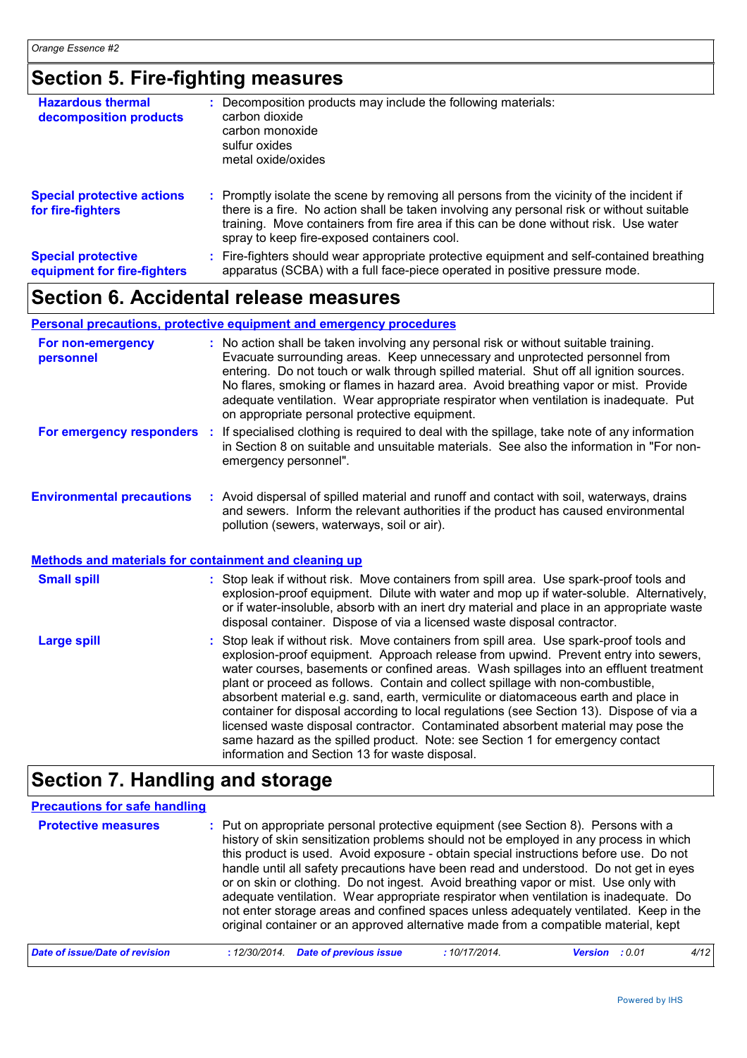## Section 5. Fire-fighting measures

**Hazardous thermal decomposition products** : Decomposition products may include the following materials:
carbon dioxide
carbon monoxide
sulfur oxides
metal oxide/oxides

**Special protective actions for fire-fighters** : Promptly isolate the scene by removing all persons from the vicinity of the incident if there is a fire. No action shall be taken involving any personal risk or without suitable training. Move containers from fire area if this can be done without risk. Use water spray to keep fire-exposed containers cool.

**Special protective equipment for fire-fighters** : Fire-fighters should wear appropriate protective equipment and self-contained breathing apparatus (SCBA) with a full face-piece operated in positive pressure mode.

## Section 6. Accidental release measures

### Personal precautions, protective equipment and emergency procedures

**For non-emergency personnel** : No action shall be taken involving any personal risk or without suitable training. Evacuate surrounding areas. Keep unnecessary and unprotected personnel from entering. Do not touch or walk through spilled material. Shut off all ignition sources. No flares, smoking or flames in hazard area. Avoid breathing vapor or mist. Provide adequate ventilation. Wear appropriate respirator when ventilation is inadequate. Put on appropriate personal protective equipment.

**For emergency responders** : If specialised clothing is required to deal with the spillage, take note of any information in Section 8 on suitable and unsuitable materials. See also the information in "For non-emergency personnel".

**Environmental precautions** : Avoid dispersal of spilled material and runoff and contact with soil, waterways, drains and sewers. Inform the relevant authorities if the product has caused environmental pollution (sewers, waterways, soil or air).

### Methods and materials for containment and cleaning up

**Small spill** : Stop leak if without risk. Move containers from spill area. Use spark-proof tools and explosion-proof equipment. Dilute with water and mop up if water-soluble. Alternatively, or if water-insoluble, absorb with an inert dry material and place in an appropriate waste disposal container. Dispose of via a licensed waste disposal contractor.

**Large spill** : Stop leak if without risk. Move containers from spill area. Use spark-proof tools and explosion-proof equipment. Approach release from upwind. Prevent entry into sewers, water courses, basements or confined areas. Wash spillages into an effluent treatment plant or proceed as follows. Contain and collect spillage with non-combustible, absorbent material e.g. sand, earth, vermiculite or diatomaceous earth and place in container for disposal according to local regulations (see Section 13). Dispose of via a licensed waste disposal contractor. Contaminated absorbent material may pose the same hazard as the spilled product. Note: see Section 1 for emergency contact information and Section 13 for waste disposal.

## Section 7. Handling and storage

### Precautions for safe handling

**Protective measures** : Put on appropriate personal protective equipment (see Section 8). Persons with a history of skin sensitization problems should not be employed in any process in which this product is used. Avoid exposure - obtain special instructions before use. Do not handle until all safety precautions have been read and understood. Do not get in eyes or on skin or clothing. Do not ingest. Avoid breathing vapor or mist. Use only with adequate ventilation. Wear appropriate respirator when ventilation is inadequate. Do not enter storage areas and confined spaces unless adequately ventilated. Keep in the original container or an approved alternative made from a compatible material, kept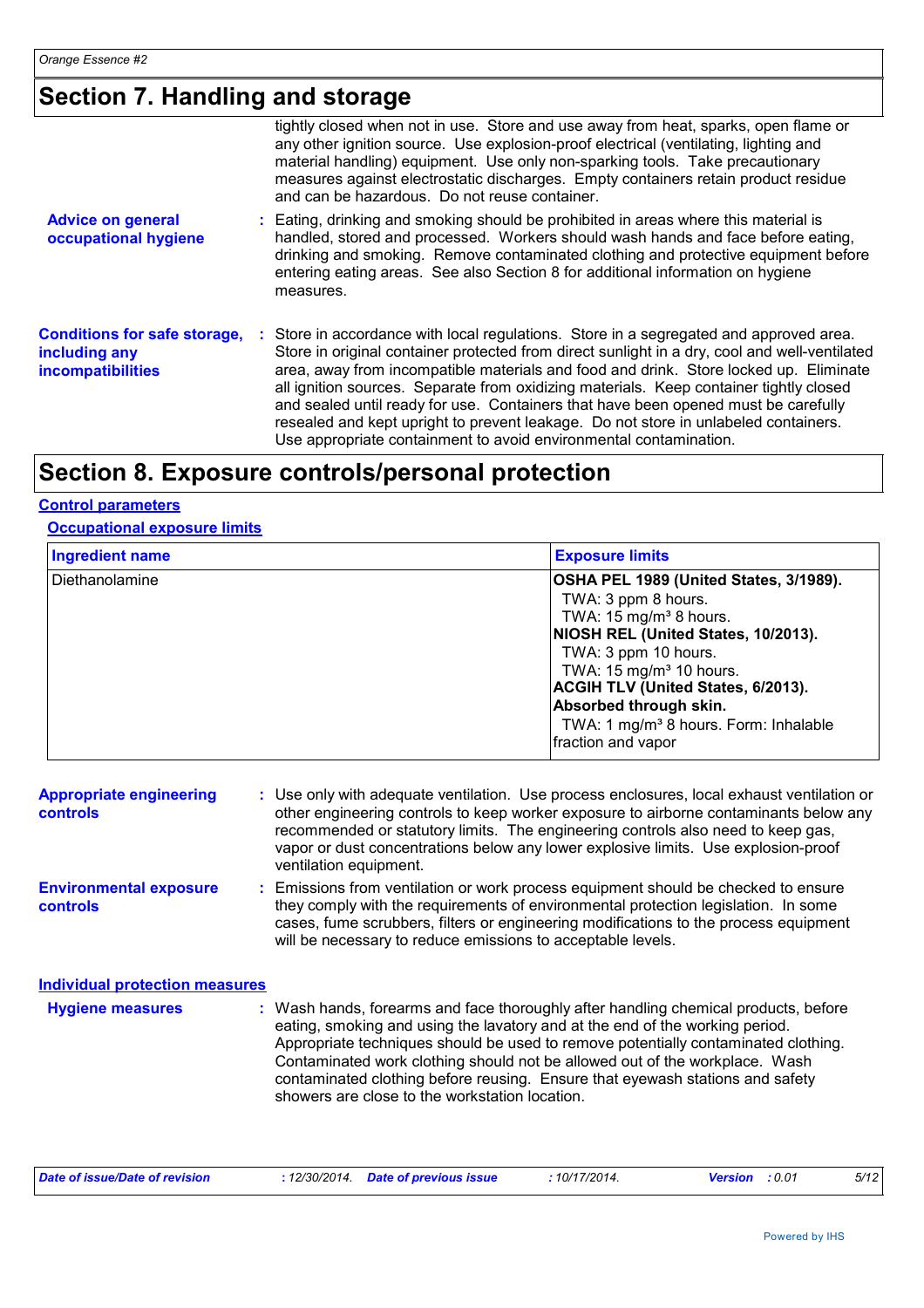## Section 7. Handling and storage

tightly closed when not in use. Store and use away from heat, sparks, open flame or any other ignition source. Use explosion-proof electrical (ventilating, lighting and material handling) equipment. Use only non-sparking tools. Take precautionary measures against electrostatic discharges. Empty containers retain product residue and can be hazardous. Do not reuse container.

**Advice on general occupational hygiene** : Eating, drinking and smoking should be prohibited in areas where this material is handled, stored and processed. Workers should wash hands and face before eating, drinking and smoking. Remove contaminated clothing and protective equipment before entering eating areas. See also Section 8 for additional information on hygiene measures.

**Conditions for safe storage, including any incompatibilities** : Store in accordance with local regulations. Store in a segregated and approved area. Store in original container protected from direct sunlight in a dry, cool and well-ventilated area, away from incompatible materials and food and drink. Store locked up. Eliminate all ignition sources. Separate from oxidizing materials. Keep container tightly closed and sealed until ready for use. Containers that have been opened must be carefully resealed and kept upright to prevent leakage. Do not store in unlabeled containers. Use appropriate containment to avoid environmental contamination.

## Section 8. Exposure controls/personal protection

### Control parameters

#### Occupational exposure limits

| Ingredient name | Exposure limits |
|---|---|
| Diethanolamine | **OSHA PEL 1989 (United States, 3/1989).**<br>TWA: 3 ppm 8 hours.<br>TWA: 15 mg/m³ 8 hours.<br>**NIOSH REL (United States, 10/2013).**<br>TWA: 3 ppm 10 hours.<br>TWA: 15 mg/m³ 10 hours.<br>**ACGIH TLV (United States, 6/2013). Absorbed through skin.**<br>TWA: 1 mg/m³ 8 hours. Form: Inhalable fraction and vapor |

**Appropriate engineering controls** : Use only with adequate ventilation. Use process enclosures, local exhaust ventilation or other engineering controls to keep worker exposure to airborne contaminants below any recommended or statutory limits. The engineering controls also need to keep gas, vapor or dust concentrations below any lower explosive limits. Use explosion-proof ventilation equipment.

**Environmental exposure controls** : Emissions from ventilation or work process equipment should be checked to ensure they comply with the requirements of environmental protection legislation. In some cases, fume scrubbers, filters or engineering modifications to the process equipment will be necessary to reduce emissions to acceptable levels.

### Individual protection measures

**Hygiene measures** : Wash hands, forearms and face thoroughly after handling chemical products, before eating, smoking and using the lavatory and at the end of the working period. Appropriate techniques should be used to remove potentially contaminated clothing. Contaminated work clothing should not be allowed out of the workplace. Wash contaminated clothing before reusing. Ensure that eyewash stations and safety showers are close to the workstation location.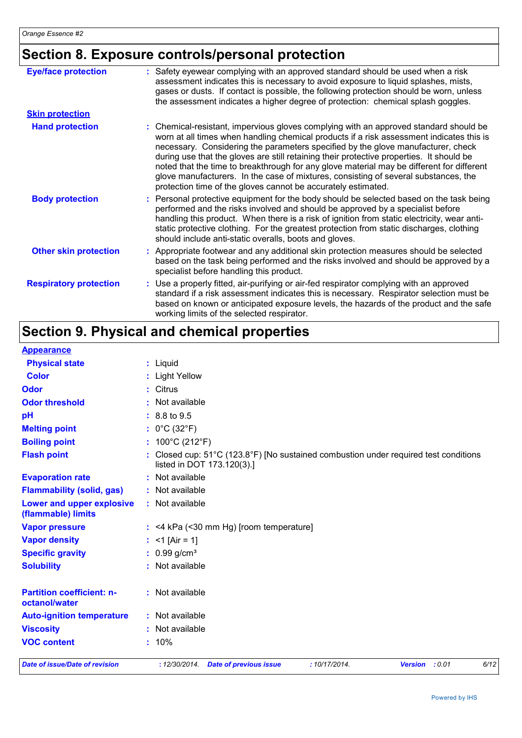## Section 8. Exposure controls/personal protection

**Eye/face protection** : Safety eyewear complying with an approved standard should be used when a risk assessment indicates this is necessary to avoid exposure to liquid splashes, mists, gases or dusts. If contact is possible, the following protection should be worn, unless the assessment indicates a higher degree of protection: chemical splash goggles.

**Skin protection**

**Hand protection** : Chemical-resistant, impervious gloves complying with an approved standard should be worn at all times when handling chemical products if a risk assessment indicates this is necessary. Considering the parameters specified by the glove manufacturer, check during use that the gloves are still retaining their protective properties. It should be noted that the time to breakthrough for any glove material may be different for different glove manufacturers. In the case of mixtures, consisting of several substances, the protection time of the gloves cannot be accurately estimated.

**Body protection** : Personal protective equipment for the body should be selected based on the task being performed and the risks involved and should be approved by a specialist before handling this product. When there is a risk of ignition from static electricity, wear anti-static protective clothing. For the greatest protection from static discharges, clothing should include anti-static overalls, boots and gloves.

**Other skin protection** : Appropriate footwear and any additional skin protection measures should be selected based on the task being performed and the risks involved and should be approved by a specialist before handling this product.

**Respiratory protection** : Use a properly fitted, air-purifying or air-fed respirator complying with an approved standard if a risk assessment indicates this is necessary. Respirator selection must be based on known or anticipated exposure levels, the hazards of the product and the safe working limits of the selected respirator.

## Section 9. Physical and chemical properties

**Appearance**

| Property | Value |
|---|---|
| Physical state | Liquid |
| Color | Light Yellow |
| Odor | Citrus |
| Odor threshold | Not available |
| pH | 8.8 to 9.5 |
| Melting point | 0°C (32°F) |
| Boiling point | 100°C (212°F) |
| Flash point | Closed cup: 51°C (123.8°F) [No sustained combustion under required test conditions listed in DOT 173.120(3).] |
| Evaporation rate | Not available |
| Flammability (solid, gas) | Not available |
| Lower and upper explosive (flammable) limits | Not available |
| Vapor pressure | <4 kPa (<30 mm Hg) [room temperature] |
| Vapor density | <1 [Air = 1] |
| Specific gravity | 0.99 g/cm³ |
| Solubility | Not available |
| Partition coefficient: n-octanol/water | Not available |
| Auto-ignition temperature | Not available |
| Viscosity | Not available |
| VOC content | 10% |

*Date of issue/Date of revision : 12/30/2014. Date of previous issue : 10/17/2014. Version : 0.01*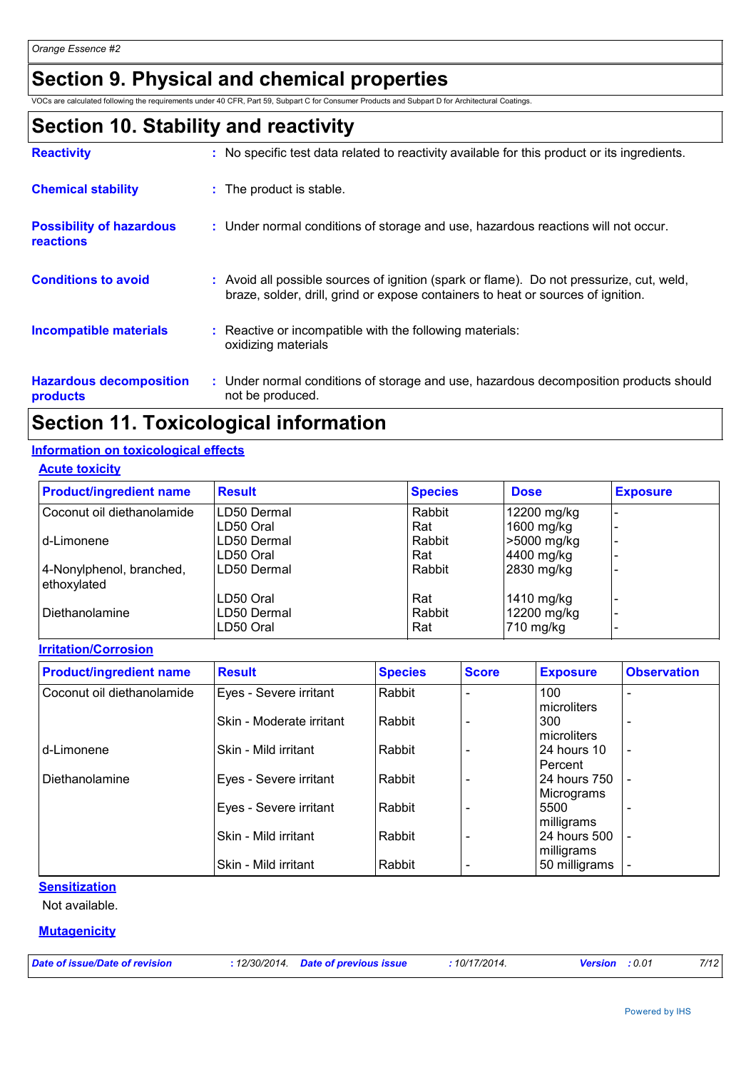# Section 9. Physical and chemical properties

VOCs are calculated following the requirements under 40 CFR, Part 59, Subpart C for Consumer Products and Subpart D for Architectural Coatings.

# Section 10. Stability and reactivity

**Reactivity** : No specific test data related to reactivity available for this product or its ingredients.

**Chemical stability** : The product is stable.

**Possibility of hazardous reactions** : Under normal conditions of storage and use, hazardous reactions will not occur.

**Conditions to avoid** : Avoid all possible sources of ignition (spark or flame). Do not pressurize, cut, weld, braze, solder, drill, grind or expose containers to heat or sources of ignition.

**Incompatible materials** : Reactive or incompatible with the following materials: oxidizing materials

**Hazardous decomposition products** : Under normal conditions of storage and use, hazardous decomposition products should not be produced.

# Section 11. Toxicological information

## Information on toxicological effects

### Acute toxicity

| Product/ingredient name | Result | Species | Dose | Exposure |
|---|---|---|---|---|
| Coconut oil diethanolamide | LD50 Dermal | Rabbit | 12200 mg/kg | - |
| | LD50 Oral | Rat | 1600 mg/kg | - |
| d-Limonene | LD50 Dermal | Rabbit | >5000 mg/kg | - |
| | LD50 Oral | Rat | 4400 mg/kg | - |
| 4-Nonylphenol, branched, ethoxylated | LD50 Dermal | Rabbit | 2830 mg/kg | - |
| | LD50 Oral | Rat | 1410 mg/kg | - |
| Diethanolamine | LD50 Dermal | Rabbit | 12200 mg/kg | - |
| | LD50 Oral | Rat | 710 mg/kg | - |

### Irritation/Corrosion

| Product/ingredient name | Result | Species | Score | Exposure | Observation |
|---|---|---|---|---|---|
| Coconut oil diethanolamide | Eyes - Severe irritant | Rabbit | - | 100 microliters | - |
| | Skin - Moderate irritant | Rabbit | - | 300 microliters | - |
| d-Limonene | Skin - Mild irritant | Rabbit | - | 24 hours 10 Percent | - |
| Diethanolamine | Eyes - Severe irritant | Rabbit | - | 24 hours 750 Micrograms | - |
| | Eyes - Severe irritant | Rabbit | - | 5500 milligrams | - |
| | Skin - Mild irritant | Rabbit | - | 24 hours 500 milligrams | - |
| | Skin - Mild irritant | Rabbit | - | 50 milligrams | - |

### Sensitization

Not available.

### Mutagenicity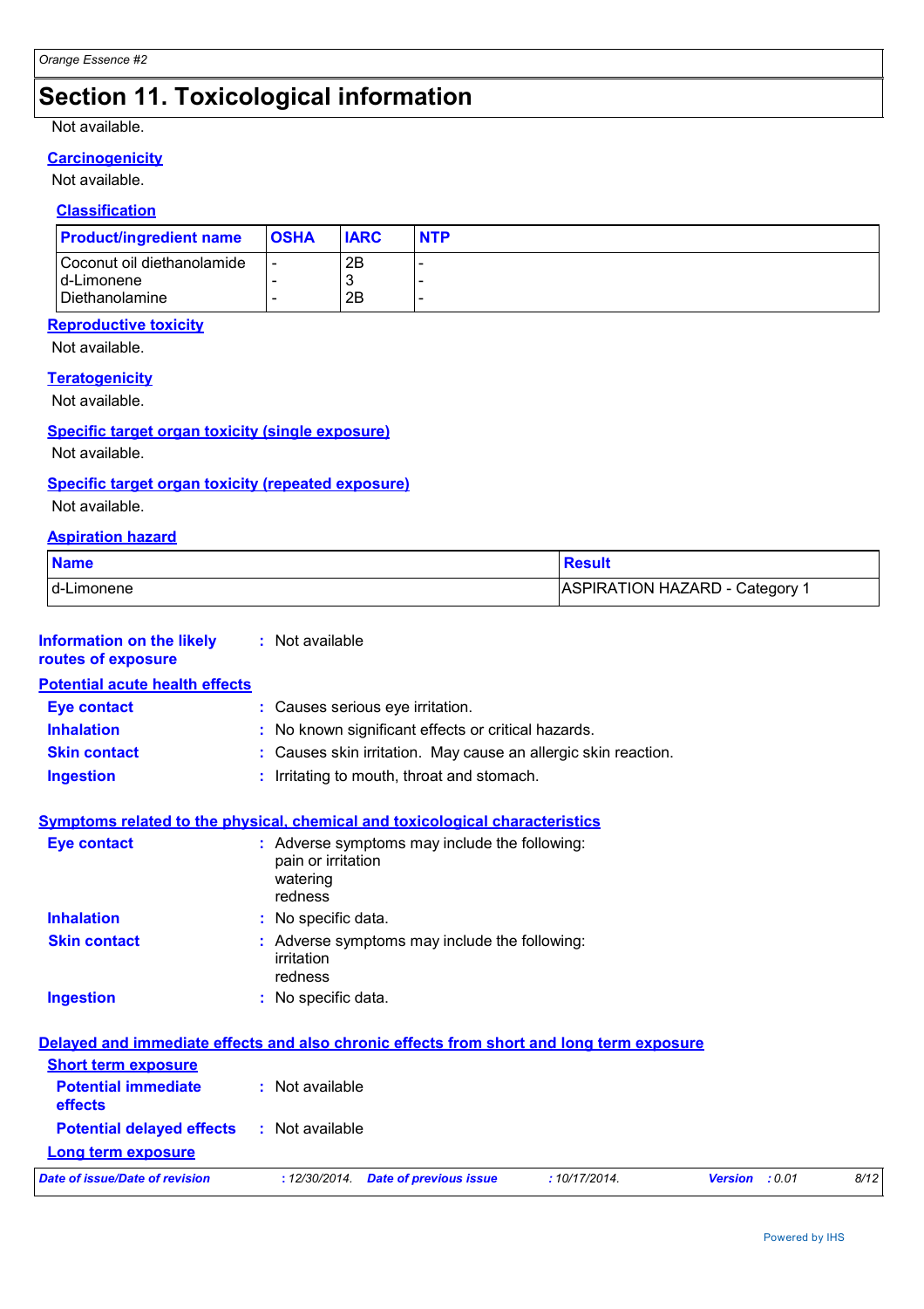# Section 11. Toxicological information

Not available.

### Carcinogenicity

Not available.

### Classification

| Product/ingredient name | OSHA | IARC | NTP |
|---|---|---|---|
| Coconut oil diethanolamide | - | 2B | - |
| d-Limonene | - | 3 | - |
| Diethanolamine | - | 2B | - |

### Reproductive toxicity

Not available.

### Teratogenicity

Not available.

### Specific target organ toxicity (single exposure)

Not available.

### Specific target organ toxicity (repeated exposure)

Not available.

### Aspiration hazard

| Name | Result |
|---|---|
| d-Limonene | ASPIRATION HAZARD - Category 1 |

**Information on the likely routes of exposure** : Not available

### Potential acute health effects

**Eye contact** : Causes serious eye irritation.

**Inhalation** : No known significant effects or critical hazards.

**Skin contact** : Causes skin irritation. May cause an allergic skin reaction.

**Ingestion** : Irritating to mouth, throat and stomach.

### Symptoms related to the physical, chemical and toxicological characteristics

**Eye contact** : Adverse symptoms may include the following:
pain or irritation
watering
redness

**Inhalation** : No specific data.

**Skin contact** : Adverse symptoms may include the following:
irritation
redness

**Ingestion** : No specific data.

### Delayed and immediate effects and also chronic effects from short and long term exposure

#### Short term exposure

**Potential immediate effects** : Not available

**Potential delayed effects** : Not available

#### Long term exposure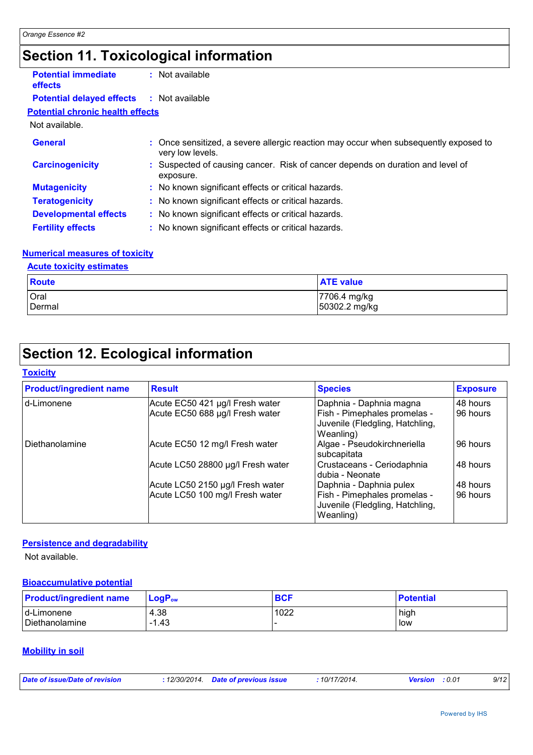# Section 11. Toxicological information

**Potential immediate effects** : Not available

**Potential delayed effects** : Not available

**Potential chronic health effects**

Not available.

**General** : Once sensitized, a severe allergic reaction may occur when subsequently exposed to very low levels.

**Carcinogenicity** : Suspected of causing cancer. Risk of cancer depends on duration and level of exposure.

**Mutagenicity** : No known significant effects or critical hazards.

**Teratogenicity** : No known significant effects or critical hazards.

**Developmental effects** : No known significant effects or critical hazards.

**Fertility effects** : No known significant effects or critical hazards.

**Numerical measures of toxicity**

**Acute toxicity estimates**

| Route | ATE value |
| --- | --- |
| Oral | 7706.4 mg/kg |
| Dermal | 50302.2 mg/kg |

# Section 12. Ecological information

**Toxicity**

| Product/ingredient name | Result | Species | Exposure |
| --- | --- | --- | --- |
| d-Limonene | Acute EC50 421 µg/l Fresh water | Daphnia - Daphnia magna | 48 hours |
| | Acute EC50 688 µg/l Fresh water | Fish - Pimephales promelas - Juvenile (Fledgling, Hatchling, Weanling) | 96 hours |
| Diethanolamine | Acute EC50 12 mg/l Fresh water | Algae - Pseudokirchneriella subcapitata | 96 hours |
| | Acute LC50 28800 µg/l Fresh water | Crustaceans - Ceriodaphnia dubia - Neonate | 48 hours |
| | Acute LC50 2150 µg/l Fresh water | Daphnia - Daphnia pulex | 48 hours |
| | Acute LC50 100 mg/l Fresh water | Fish - Pimephales promelas - Juvenile (Fledgling, Hatchling, Weanling) | 96 hours |

**Persistence and degradability**

Not available.

**Bioaccumulative potential**

| Product/ingredient name | $LogP_{ow}$ | BCF | Potential |
| --- | --- | --- | --- |
| d-Limonene | 4.38 | 1022 | high |
| Diethanolamine | -1.43 | - | low |

**Mobility in soil**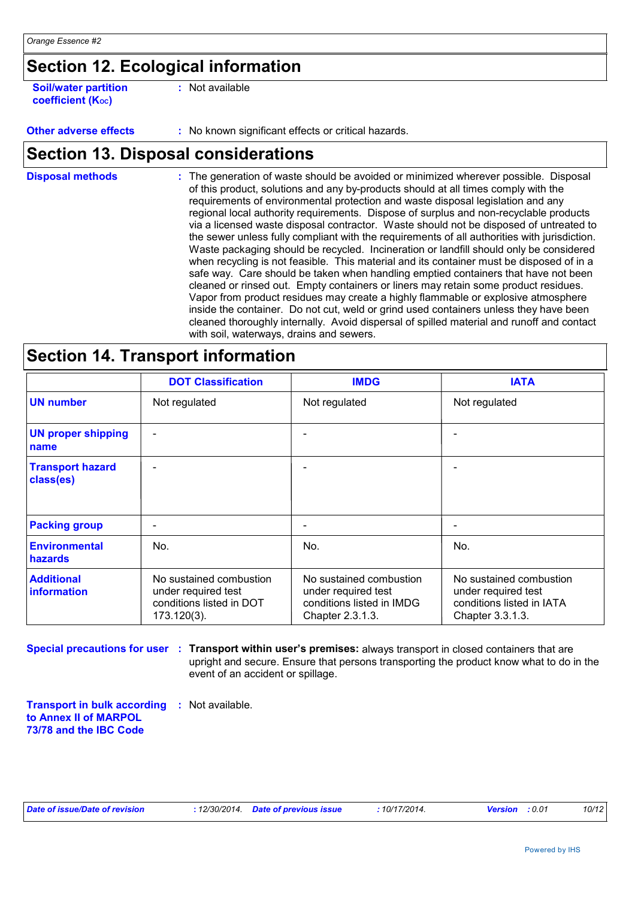## Section 12. Ecological information

**Soil/water partition coefficient ($K_{OC}$)** : Not available

**Other adverse effects** : No known significant effects or critical hazards.

## Section 13. Disposal considerations

**Disposal methods** : The generation of waste should be avoided or minimized wherever possible. Disposal of this product, solutions and any by-products should at all times comply with the requirements of environmental protection and waste disposal legislation and any regional local authority requirements. Dispose of surplus and non-recyclable products via a licensed waste disposal contractor. Waste should not be disposed of untreated to the sewer unless fully compliant with the requirements of all authorities with jurisdiction. Waste packaging should be recycled. Incineration or landfill should only be considered when recycling is not feasible. This material and its container must be disposed of in a safe way. Care should be taken when handling emptied containers that have not been cleaned or rinsed out. Empty containers or liners may retain some product residues. Vapor from product residues may create a highly flammable or explosive atmosphere inside the container. Do not cut, weld or grind used containers unless they have been cleaned thoroughly internally. Avoid dispersal of spilled material and runoff and contact with soil, waterways, drains and sewers.

## Section 14. Transport information

| | DOT Classification | IMDG | IATA |
|---|---|---|---|
| **UN number** | Not regulated | Not regulated | Not regulated |
| **UN proper shipping name** | - | - | - |
| **Transport hazard class(es)** | - | - | - |
| **Packing group** | - | - | - |
| **Environmental hazards** | No. | No. | No. |
| **Additional information** | No sustained combustion under required test conditions listed in DOT 173.120(3). | No sustained combustion under required test conditions listed in IMDG Chapter 2.3.1.3. | No sustained combustion under required test conditions listed in IATA Chapter 3.3.1.3. |

**Special precautions for user** : **Transport within user's premises:** always transport in closed containers that are upright and secure. Ensure that persons transporting the product know what to do in the event of an accident or spillage.

**Transport in bulk according to Annex II of MARPOL 73/78 and the IBC Code** : Not available.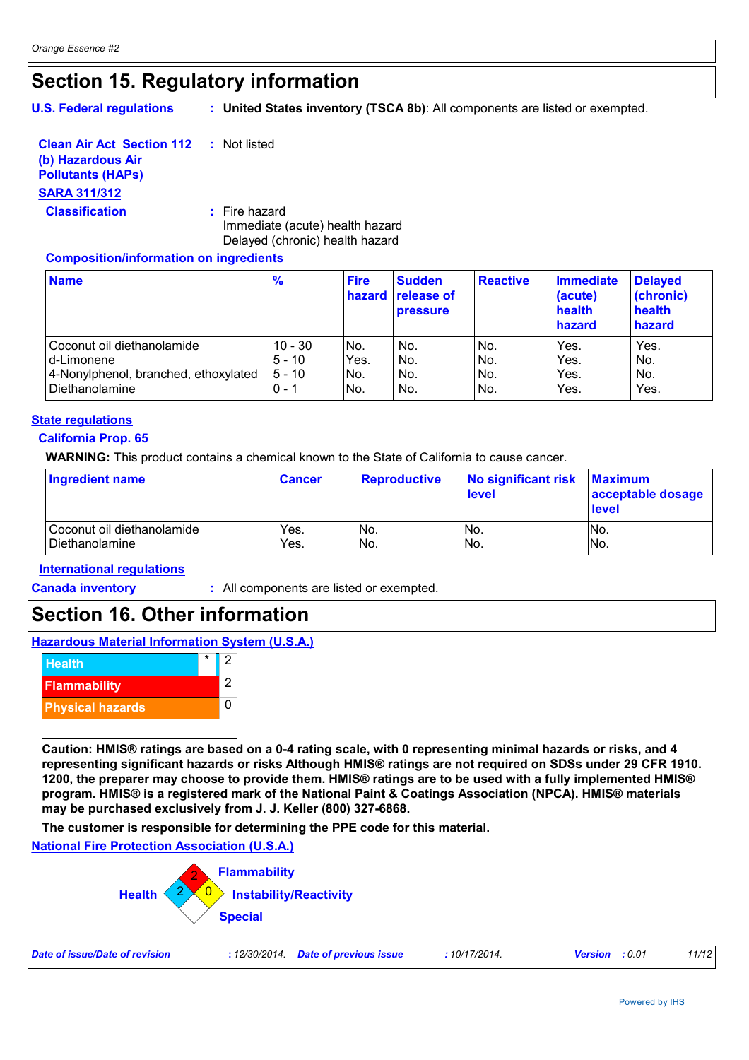# Section 15. Regulatory information

**U.S. Federal regulations** : **United States inventory (TSCA 8b)**: All components are listed or exempted.

**Clean Air Act Section 112 (b) Hazardous Air Pollutants (HAPs)** : Not listed

**SARA 311/312**

**Classification** : Fire hazard
Immediate (acute) health hazard
Delayed (chronic) health hazard

**Composition/information on ingredients**

| Name | % | Fire hazard | Sudden release of pressure | Reactive | Immediate (acute) health hazard | Delayed (chronic) health hazard |
|---|---|---|---|---|---|---|
| Coconut oil diethanolamide | 10 - 30 | No. | No. | No. | Yes. | Yes. |
| d-Limonene | 5 - 10 | Yes. | No. | No. | Yes. | No. |
| 4-Nonylphenol, branched, ethoxylated | 5 - 10 | No. | No. | No. | Yes. | No. |
| Diethanolamine | 0 - 1 | No. | No. | No. | Yes. | Yes. |

**State regulations**

**California Prop. 65**

**WARNING:** This product contains a chemical known to the State of California to cause cancer.

| Ingredient name | Cancer | Reproductive | No significant risk level | Maximum acceptable dosage level |
|---|---|---|---|---|
| Coconut oil diethanolamide | Yes. | No. | No. | No. |
| Diethanolamine | Yes. | No. | No. | No. |

**International regulations**

**Canada inventory** : All components are listed or exempted.

# Section 16. Other information

**Hazardous Material Information System (U.S.A.)**

| | |
|---|---|
| Health * | 2 |
| Flammability | 2 |
| Physical hazards | 0 |

**Caution: HMIS® ratings are based on a 0-4 rating scale, with 0 representing minimal hazards or risks, and 4 representing significant hazards or risks Although HMIS® ratings are not required on SDSs under 29 CFR 1910. 1200, the preparer may choose to provide them. HMIS® ratings are to be used with a fully implemented HMIS® program. HMIS® is a registered mark of the National Paint & Coatings Association (NPCA). HMIS® materials may be purchased exclusively from J. J. Keller (800) 327-6868.**

**The customer is responsible for determining the PPE code for this material.**

**National Fire Protection Association (U.S.A.)**

Health: 2
Flammability: 2
Instability/Reactivity: 0
Special:

*Date of issue/Date of revision* : 12/30/2014. *Date of previous issue* : 10/17/2014. *Version* : 0.01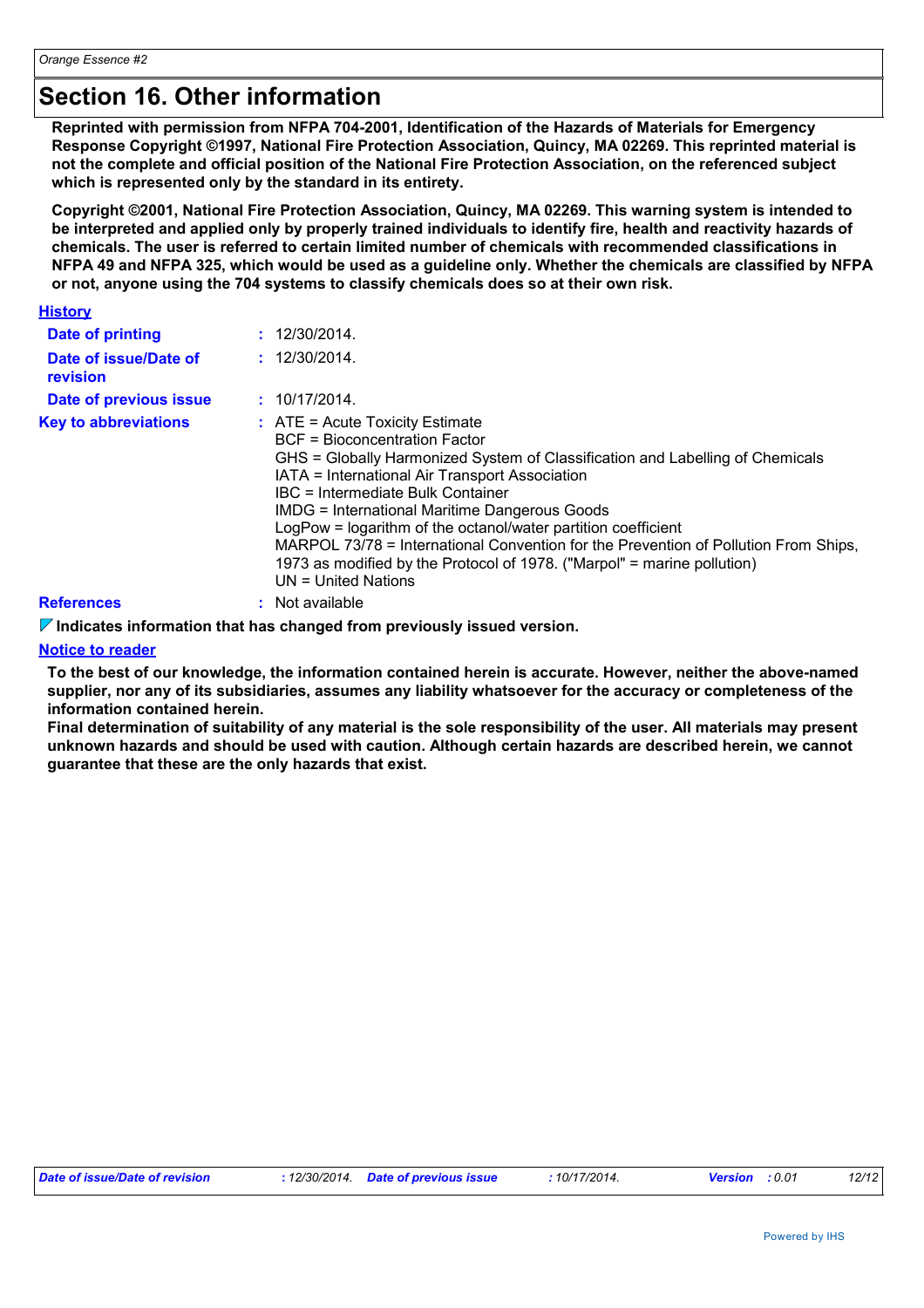# Section 16. Other information

**Reprinted with permission from NFPA 704-2001, Identification of the Hazards of Materials for Emergency Response Copyright ©1997, National Fire Protection Association, Quincy, MA 02269. This reprinted material is not the complete and official position of the National Fire Protection Association, on the referenced subject which is represented only by the standard in its entirety.**

**Copyright ©2001, National Fire Protection Association, Quincy, MA 02269. This warning system is intended to be interpreted and applied only by properly trained individuals to identify fire, health and reactivity hazards of chemicals. The user is referred to certain limited number of chemicals with recommended classifications in NFPA 49 and NFPA 325, which would be used as a guideline only. Whether the chemicals are classified by NFPA or not, anyone using the 704 systems to classify chemicals does so at their own risk.**

## History

**Date of printing** : 12/30/2014.

**Date of issue/Date of revision** : 12/30/2014.

**Date of previous issue** : 10/17/2014.

**Key to abbreviations** :
ATE = Acute Toxicity Estimate
BCF = Bioconcentration Factor
GHS = Globally Harmonized System of Classification and Labelling of Chemicals
IATA = International Air Transport Association
IBC = Intermediate Bulk Container
IMDG = International Maritime Dangerous Goods
LogPow = logarithm of the octanol/water partition coefficient
MARPOL 73/78 = International Convention for the Prevention of Pollution From Ships, 1973 as modified by the Protocol of 1978. ("Marpol" = marine pollution)
UN = United Nations

**References** : Not available

**Indicates information that has changed from previously issued version.**

## Notice to reader

**To the best of our knowledge, the information contained herein is accurate. However, neither the above-named supplier, nor any of its subsidiaries, assumes any liability whatsoever for the accuracy or completeness of the information contained herein.**
**Final determination of suitability of any material is the sole responsibility of the user. All materials may present unknown hazards and should be used with caution. Although certain hazards are described herein, we cannot guarantee that these are the only hazards that exist.**